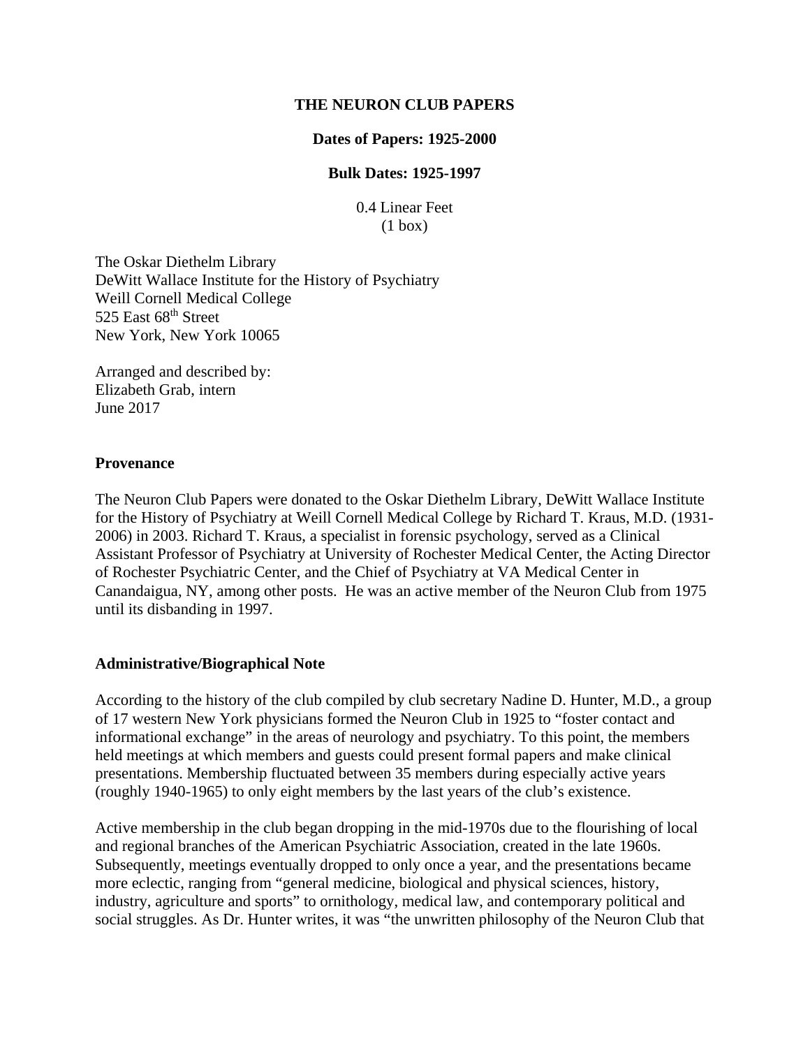**THE NEURON CLUB PAPERS**

**Dates of Papers: 1925-2000**

**Bulk Dates: 1925-1997**

0.4 Linear Feet
(1 box)

The Oskar Diethelm Library
DeWitt Wallace Institute for the History of Psychiatry
Weill Cornell Medical College
525 East 68th Street
New York, New York 10065

Arranged and described by:
Elizabeth Grab, intern
June 2017

## Provenance

The Neuron Club Papers were donated to the Oskar Diethelm Library, DeWitt Wallace Institute for the History of Psychiatry at Weill Cornell Medical College by Richard T. Kraus, M.D. (1931-2006) in 2003. Richard T. Kraus, a specialist in forensic psychology, served as a Clinical Assistant Professor of Psychiatry at University of Rochester Medical Center, the Acting Director of Rochester Psychiatric Center, and the Chief of Psychiatry at VA Medical Center in Canandaigua, NY, among other posts. He was an active member of the Neuron Club from 1975 until its disbanding in 1997.

## Administrative/Biographical Note

According to the history of the club compiled by club secretary Nadine D. Hunter, M.D., a group of 17 western New York physicians formed the Neuron Club in 1925 to "foster contact and informational exchange" in the areas of neurology and psychiatry. To this point, the members held meetings at which members and guests could present formal papers and make clinical presentations. Membership fluctuated between 35 members during especially active years (roughly 1940-1965) to only eight members by the last years of the club's existence.

Active membership in the club began dropping in the mid-1970s due to the flourishing of local and regional branches of the American Psychiatric Association, created in the late 1960s. Subsequently, meetings eventually dropped to only once a year, and the presentations became more eclectic, ranging from "general medicine, biological and physical sciences, history, industry, agriculture and sports" to ornithology, medical law, and contemporary political and social struggles. As Dr. Hunter writes, it was "the unwritten philosophy of the Neuron Club that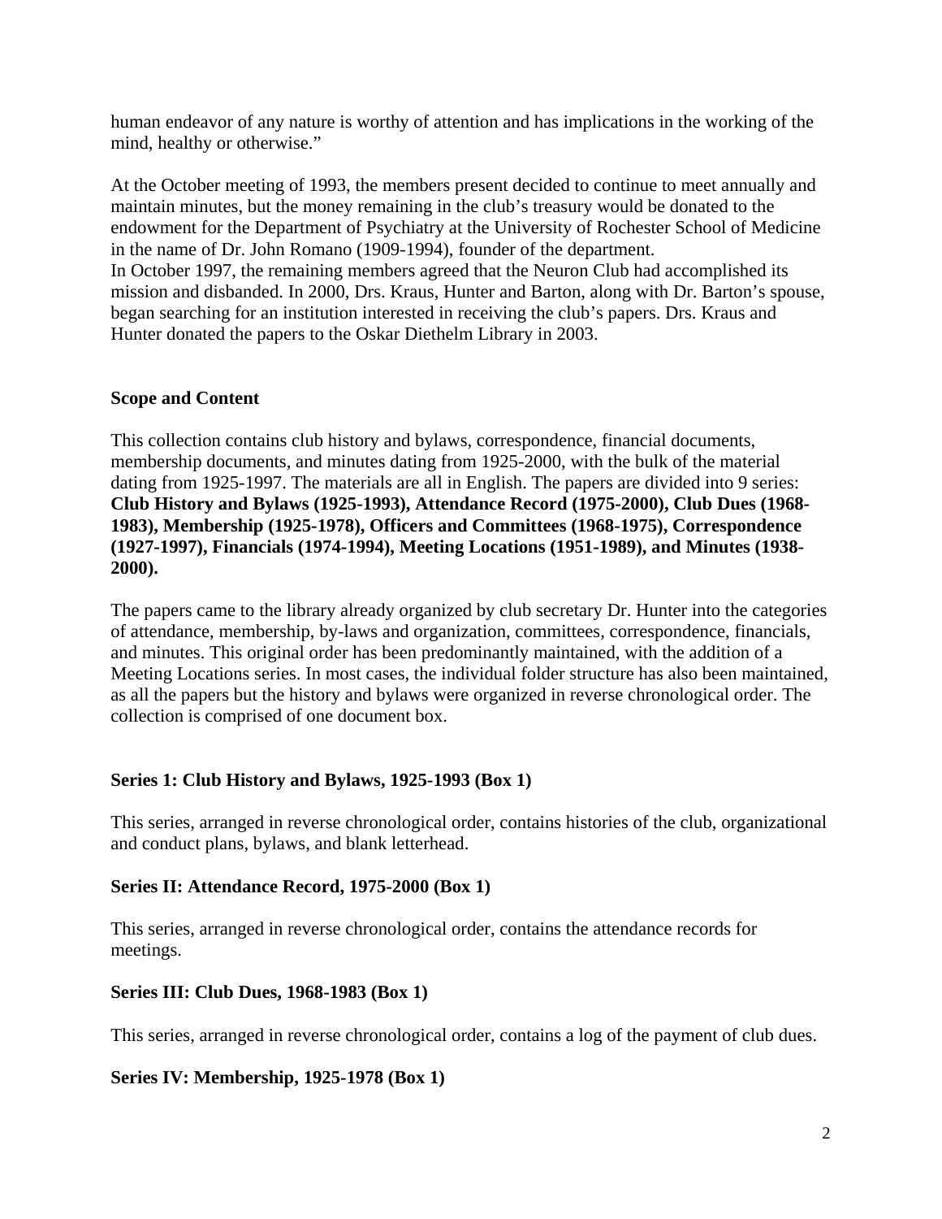human endeavor of any nature is worthy of attention and has implications in the working of the mind, healthy or otherwise."

At the October meeting of 1993, the members present decided to continue to meet annually and maintain minutes, but the money remaining in the club's treasury would be donated to the endowment for the Department of Psychiatry at the University of Rochester School of Medicine in the name of Dr. John Romano (1909-1994), founder of the department.
In October 1997, the remaining members agreed that the Neuron Club had accomplished its mission and disbanded. In 2000, Drs. Kraus, Hunter and Barton, along with Dr. Barton's spouse, began searching for an institution interested in receiving the club's papers. Drs. Kraus and Hunter donated the papers to the Oskar Diethelm Library in 2003.

## Scope and Content

This collection contains club history and bylaws, correspondence, financial documents, membership documents, and minutes dating from 1925-2000, with the bulk of the material dating from 1925-1997. The materials are all in English. The papers are divided into 9 series: **Club History and Bylaws (1925-1993), Attendance Record (1975-2000), Club Dues (1968-1983), Membership (1925-1978), Officers and Committees (1968-1975), Correspondence (1927-1997), Financials (1974-1994), Meeting Locations (1951-1989), and Minutes (1938-2000).**

The papers came to the library already organized by club secretary Dr. Hunter into the categories of attendance, membership, by-laws and organization, committees, correspondence, financials, and minutes. This original order has been predominantly maintained, with the addition of a Meeting Locations series. In most cases, the individual folder structure has also been maintained, as all the papers but the history and bylaws were organized in reverse chronological order. The collection is comprised of one document box.

### Series 1: Club History and Bylaws, 1925-1993 (Box 1)

This series, arranged in reverse chronological order, contains histories of the club, organizational and conduct plans, bylaws, and blank letterhead.

### Series II: Attendance Record, 1975-2000 (Box 1)

This series, arranged in reverse chronological order, contains the attendance records for meetings.

### Series III: Club Dues, 1968-1983 (Box 1)

This series, arranged in reverse chronological order, contains a log of the payment of club dues.

### Series IV: Membership, 1925-1978 (Box 1)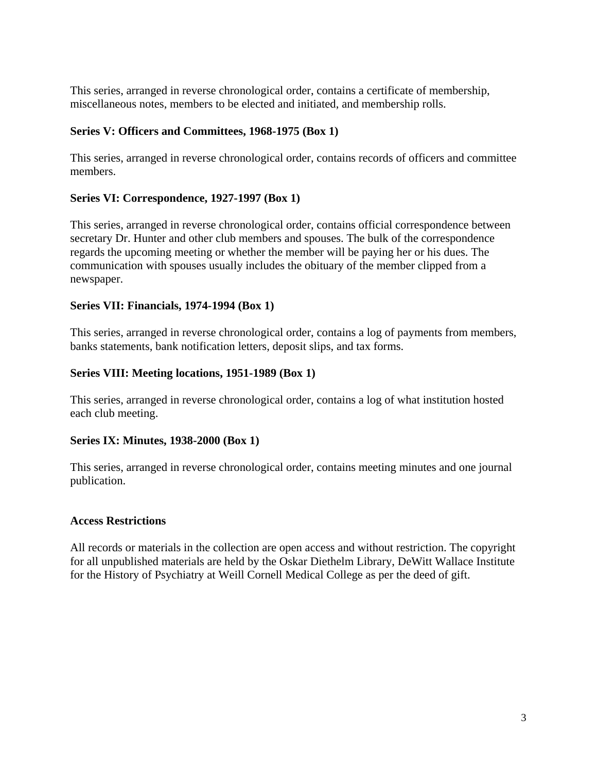This series, arranged in reverse chronological order, contains a certificate of membership, miscellaneous notes, members to be elected and initiated, and membership rolls.

**Series V: Officers and Committees, 1968-1975 (Box 1)**

This series, arranged in reverse chronological order, contains records of officers and committee members.

**Series VI: Correspondence, 1927-1997 (Box 1)**

This series, arranged in reverse chronological order, contains official correspondence between secretary Dr. Hunter and other club members and spouses. The bulk of the correspondence regards the upcoming meeting or whether the member will be paying her or his dues. The communication with spouses usually includes the obituary of the member clipped from a newspaper.

**Series VII: Financials, 1974-1994 (Box 1)**

This series, arranged in reverse chronological order, contains a log of payments from members, banks statements, bank notification letters, deposit slips, and tax forms.

**Series VIII: Meeting locations, 1951-1989 (Box 1)**

This series, arranged in reverse chronological order, contains a log of what institution hosted each club meeting.

**Series IX: Minutes, 1938-2000 (Box 1)**

This series, arranged in reverse chronological order, contains meeting minutes and one journal publication.

**Access Restrictions**

All records or materials in the collection are open access and without restriction. The copyright for all unpublished materials are held by the Oskar Diethelm Library, DeWitt Wallace Institute for the History of Psychiatry at Weill Cornell Medical College as per the deed of gift.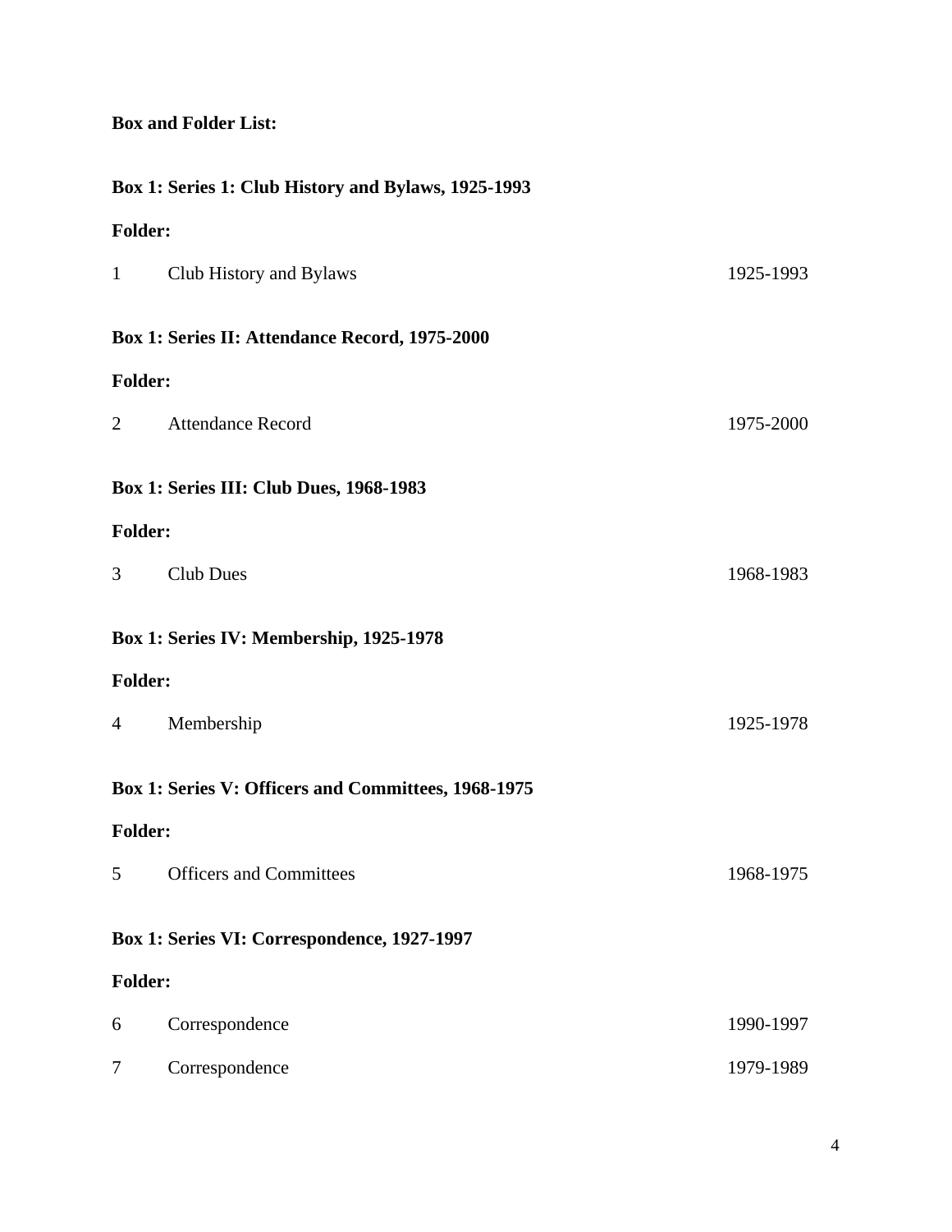**Box and Folder List:**

**Box 1: Series 1: Club History and Bylaws, 1925-1993**

**Folder:**

| | | |
|---|---|---|
| 1 | Club History and Bylaws | 1925-1993 |

**Box 1: Series II: Attendance Record, 1975-2000**

**Folder:**

| | | |
|---|---|---|
| 2 | Attendance Record | 1975-2000 |

**Box 1: Series III: Club Dues, 1968-1983**

**Folder:**

| | | |
|---|---|---|
| 3 | Club Dues | 1968-1983 |

**Box 1: Series IV: Membership, 1925-1978**

**Folder:**

| | | |
|---|---|---|
| 4 | Membership | 1925-1978 |

**Box 1: Series V: Officers and Committees, 1968-1975**

**Folder:**

| | | |
|---|---|---|
| 5 | Officers and Committees | 1968-1975 |

**Box 1: Series VI: Correspondence, 1927-1997**

**Folder:**

| | | |
|---|---|---|
| 6 | Correspondence | 1990-1997 |
| 7 | Correspondence | 1979-1989 |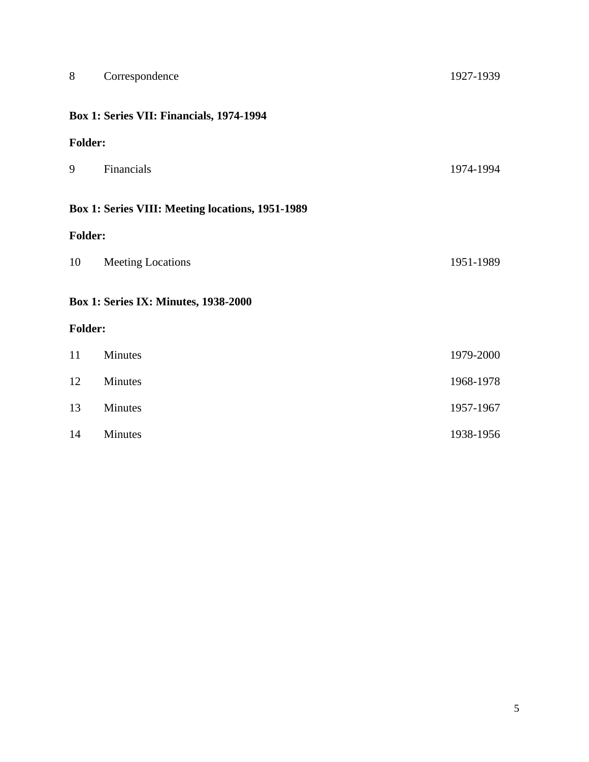| | | |
|---|---|---|
| 8 | Correspondence | 1927-1939 |

**Box 1: Series VII: Financials, 1974-1994**

**Folder:**

| | | |
|---|---|---|
| 9 | Financials | 1974-1994 |

**Box 1: Series VIII: Meeting locations, 1951-1989**

**Folder:**

| | | |
|---|---|---|
| 10 | Meeting Locations | 1951-1989 |

**Box 1: Series IX: Minutes, 1938-2000**

**Folder:**

| | | |
|---|---|---|
| 11 | Minutes | 1979-2000 |
| 12 | Minutes | 1968-1978 |
| 13 | Minutes | 1957-1967 |
| 14 | Minutes | 1938-1956 |